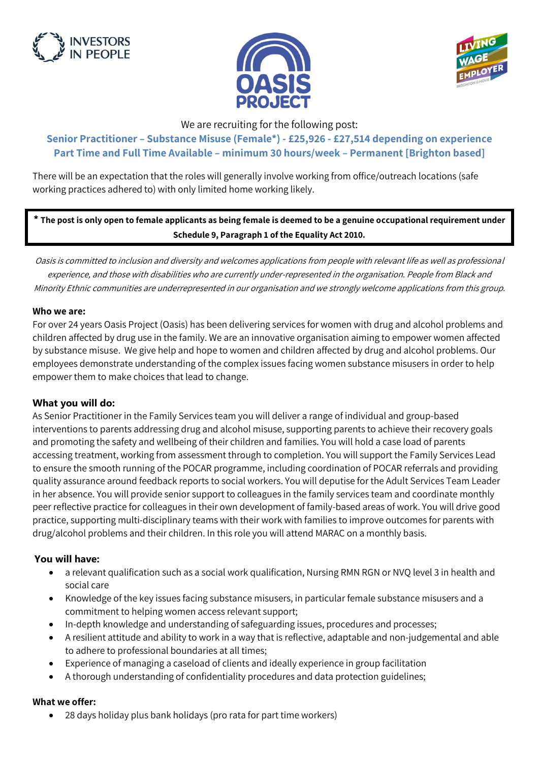We are recruiting for the following post:

## Senior Practitioner – Substance Misuse (Female*) - £25,926 - £27,514 depending on experience
## Part Time and Full Time Available – minimum 30 hours/week – Permanent [Brighton based]

There will be an expectation that the roles will generally involve working from office/outreach locations (safe working practices adhered to) with only limited home working likely.

> **\* The post is only open to female applicants as being female is deemed to be a genuine occupational requirement under Schedule 9, Paragraph 1 of the Equality Act 2010.**

*Oasis is committed to inclusion and diversity and welcomes applications from people with relevant life as well as professional experience, and those with disabilities who are currently under-represented in the organisation. People from Black and Minority Ethnic communities are underrepresented in our organisation and we strongly welcome applications from this group.*

**Who we are:**

For over 24 years Oasis Project (Oasis) has been delivering services for women with drug and alcohol problems and children affected by drug use in the family. We are an innovative organisation aiming to empower women affected by substance misuse. We give help and hope to women and children affected by drug and alcohol problems. Our employees demonstrate understanding of the complex issues facing women substance misusers in order to help empower them to make choices that lead to change.

### What you will do:

As Senior Practitioner in the Family Services team you will deliver a range of individual and group-based interventions to parents addressing drug and alcohol misuse, supporting parents to achieve their recovery goals and promoting the safety and wellbeing of their children and families. You will hold a case load of parents accessing treatment, working from assessment through to completion. You will support the Family Services Lead to ensure the smooth running of the POCAR programme, including coordination of POCAR referrals and providing quality assurance around feedback reports to social workers. You will deputise for the Adult Services Team Leader in her absence. You will provide senior support to colleagues in the family services team and coordinate monthly peer reflective practice for colleagues in their own development of family-based areas of work. You will drive good practice, supporting multi-disciplinary teams with their work with families to improve outcomes for parents with drug/alcohol problems and their children. In this role you will attend MARAC on a monthly basis.

### You will have:

- a relevant qualification such as a social work qualification, Nursing RMN RGN or NVQ level 3 in health and social care
- Knowledge of the key issues facing substance misusers, in particular female substance misusers and a commitment to helping women access relevant support;
- In-depth knowledge and understanding of safeguarding issues, procedures and processes;
- A resilient attitude and ability to work in a way that is reflective, adaptable and non-judgemental and able to adhere to professional boundaries at all times;
- Experience of managing a caseload of clients and ideally experience in group facilitation
- A thorough understanding of confidentiality procedures and data protection guidelines;

**What we offer:**

- 28 days holiday plus bank holidays (pro rata for part time workers)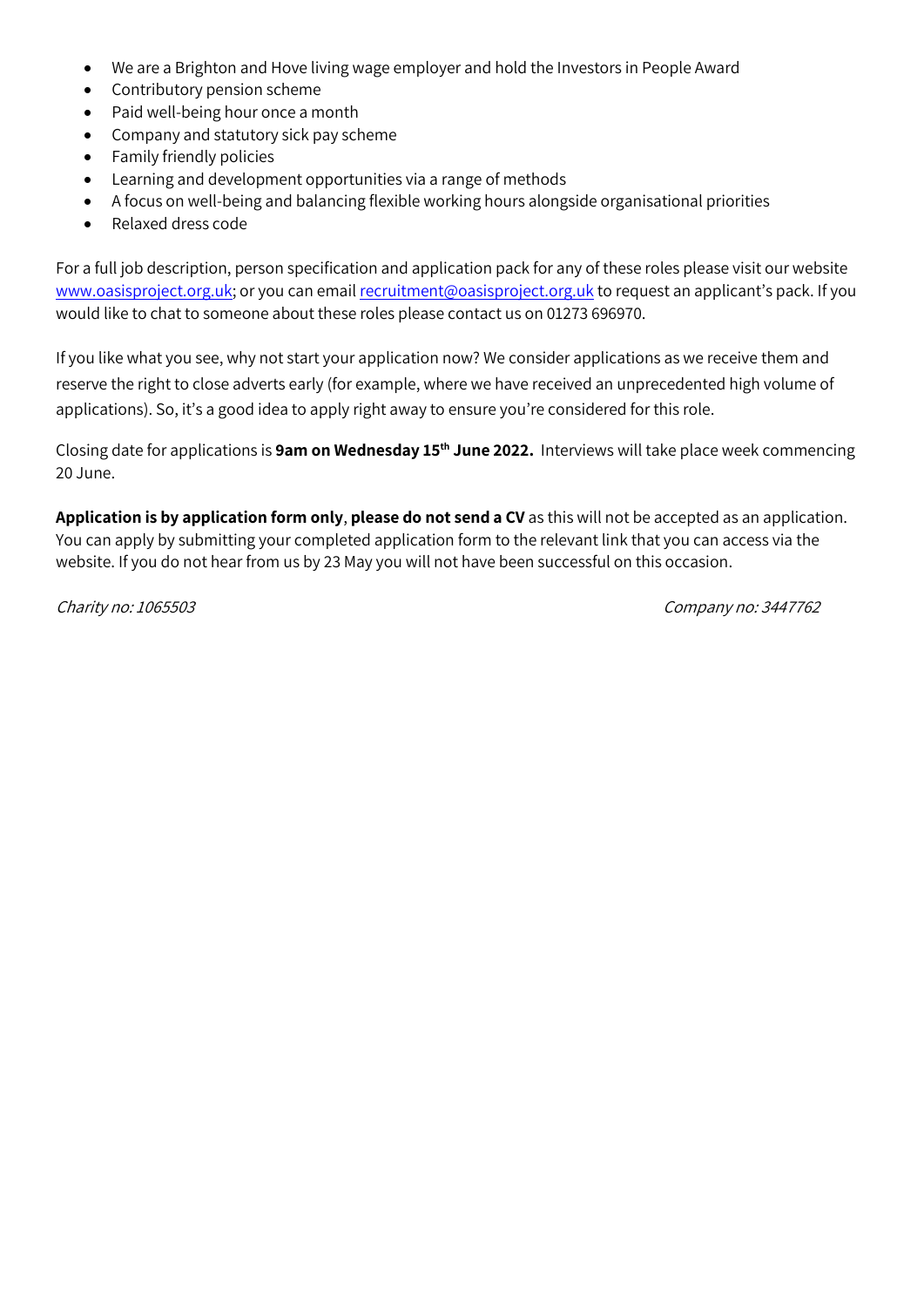- We are a Brighton and Hove living wage employer and hold the Investors in People Award
- Contributory pension scheme
- Paid well-being hour once a month
- Company and statutory sick pay scheme
- Family friendly policies
- Learning and development opportunities via a range of methods
- A focus on well-being and balancing flexible working hours alongside organisational priorities
- Relaxed dress code

For a full job description, person specification and application pack for any of these roles please visit our website www.oasisproject.org.uk; or you can email recruitment@oasisproject.org.uk to request an applicant's pack. If you would like to chat to someone about these roles please contact us on 01273 696970.

If you like what you see, why not start your application now? We consider applications as we receive them and reserve the right to close adverts early (for example, where we have received an unprecedented high volume of applications). So, it's a good idea to apply right away to ensure you're considered for this role.

Closing date for applications is **9am on Wednesday 15th June 2022.** Interviews will take place week commencing 20 June.

**Application is by application form only**, **please do not send a CV** as this will not be accepted as an application. You can apply by submitting your completed application form to the relevant link that you can access via the website. If you do not hear from us by 23 May you will not have been successful on this occasion.

*Charity no: 1065503* *Company no: 3447762*